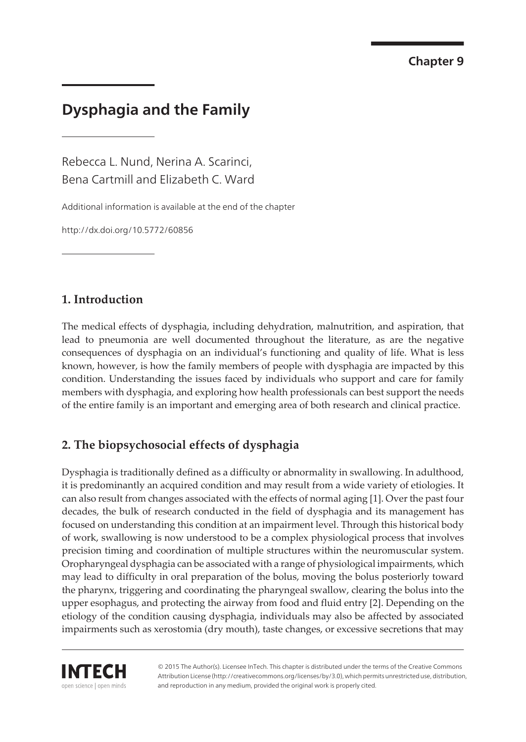Chapter 9

# Dysphagia and the Family

Rebecca L. Nund, Nerina A. Scarinci,
Bena Cartmill and Elizabeth C. Ward

Additional information is available at the end of the chapter

http://dx.doi.org/10.5772/60856

## 1. Introduction

The medical effects of dysphagia, including dehydration, malnutrition, and aspiration, that lead to pneumonia are well documented throughout the literature, as are the negative consequences of dysphagia on an individual's functioning and quality of life. What is less known, however, is how the family members of people with dysphagia are impacted by this condition. Understanding the issues faced by individuals who support and care for family members with dysphagia, and exploring how health professionals can best support the needs of the entire family is an important and emerging area of both research and clinical practice.

## 2. The biopsychosocial effects of dysphagia

Dysphagia is traditionally defined as a difficulty or abnormality in swallowing. In adulthood, it is predominantly an acquired condition and may result from a wide variety of etiologies. It can also result from changes associated with the effects of normal aging [1]. Over the past four decades, the bulk of research conducted in the field of dysphagia and its management has focused on understanding this condition at an impairment level. Through this historical body of work, swallowing is now understood to be a complex physiological process that involves precision timing and coordination of multiple structures within the neuromuscular system. Oropharyngeal dysphagia can be associated with a range of physiological impairments, which may lead to difficulty in oral preparation of the bolus, moving the bolus posteriorly toward the pharynx, triggering and coordinating the pharyngeal swallow, clearing the bolus into the upper esophagus, and protecting the airway from food and fluid entry [2]. Depending on the etiology of the condition causing dysphagia, individuals may also be affected by associated impairments such as xerostomia (dry mouth), taste changes, or excessive secretions that may

© 2015 The Author(s). Licensee InTech. This chapter is distributed under the terms of the Creative Commons Attribution License (http://creativecommons.org/licenses/by/3.0), which permits unrestricted use, distribution, and reproduction in any medium, provided the original work is properly cited.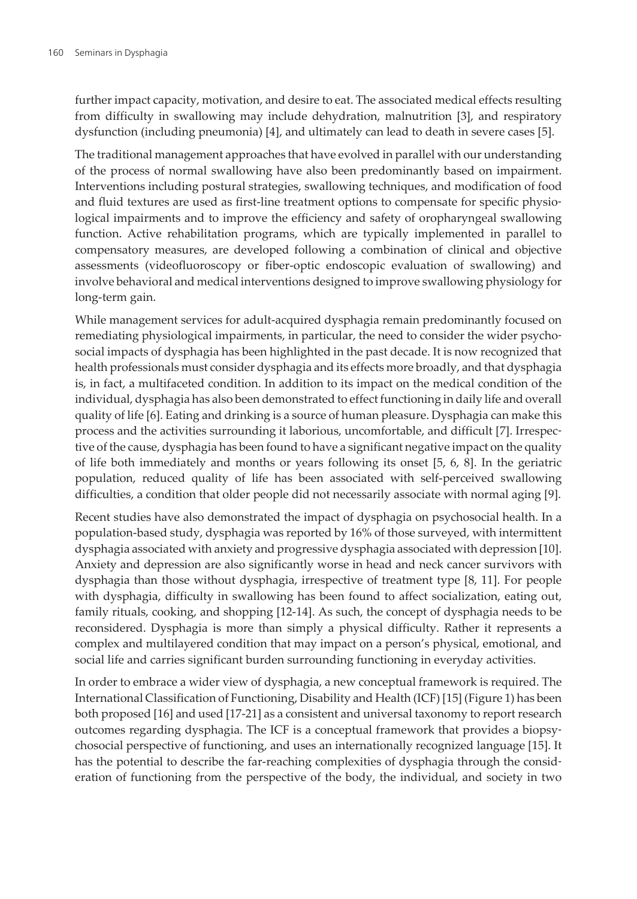further impact capacity, motivation, and desire to eat. The associated medical effects resulting from difficulty in swallowing may include dehydration, malnutrition [3], and respiratory dysfunction (including pneumonia) [4], and ultimately can lead to death in severe cases [5].

The traditional management approaches that have evolved in parallel with our understanding of the process of normal swallowing have also been predominantly based on impairment. Interventions including postural strategies, swallowing techniques, and modification of food and fluid textures are used as first-line treatment options to compensate for specific physiological impairments and to improve the efficiency and safety of oropharyngeal swallowing function. Active rehabilitation programs, which are typically implemented in parallel to compensatory measures, are developed following a combination of clinical and objective assessments (videofluoroscopy or fiber-optic endoscopic evaluation of swallowing) and involve behavioral and medical interventions designed to improve swallowing physiology for long-term gain.

While management services for adult-acquired dysphagia remain predominantly focused on remediating physiological impairments, in particular, the need to consider the wider psychosocial impacts of dysphagia has been highlighted in the past decade. It is now recognized that health professionals must consider dysphagia and its effects more broadly, and that dysphagia is, in fact, a multifaceted condition. In addition to its impact on the medical condition of the individual, dysphagia has also been demonstrated to effect functioning in daily life and overall quality of life [6]. Eating and drinking is a source of human pleasure. Dysphagia can make this process and the activities surrounding it laborious, uncomfortable, and difficult [7]. Irrespective of the cause, dysphagia has been found to have a significant negative impact on the quality of life both immediately and months or years following its onset [5, 6, 8]. In the geriatric population, reduced quality of life has been associated with self-perceived swallowing difficulties, a condition that older people did not necessarily associate with normal aging [9].

Recent studies have also demonstrated the impact of dysphagia on psychosocial health. In a population-based study, dysphagia was reported by 16% of those surveyed, with intermittent dysphagia associated with anxiety and progressive dysphagia associated with depression [10]. Anxiety and depression are also significantly worse in head and neck cancer survivors with dysphagia than those without dysphagia, irrespective of treatment type [8, 11]. For people with dysphagia, difficulty in swallowing has been found to affect socialization, eating out, family rituals, cooking, and shopping [12-14]. As such, the concept of dysphagia needs to be reconsidered. Dysphagia is more than simply a physical difficulty. Rather it represents a complex and multilayered condition that may impact on a person's physical, emotional, and social life and carries significant burden surrounding functioning in everyday activities.

In order to embrace a wider view of dysphagia, a new conceptual framework is required. The International Classification of Functioning, Disability and Health (ICF) [15] (Figure 1) has been both proposed [16] and used [17-21] as a consistent and universal taxonomy to report research outcomes regarding dysphagia. The ICF is a conceptual framework that provides a biopsychosocial perspective of functioning, and uses an internationally recognized language [15]. It has the potential to describe the far-reaching complexities of dysphagia through the consideration of functioning from the perspective of the body, the individual, and society in two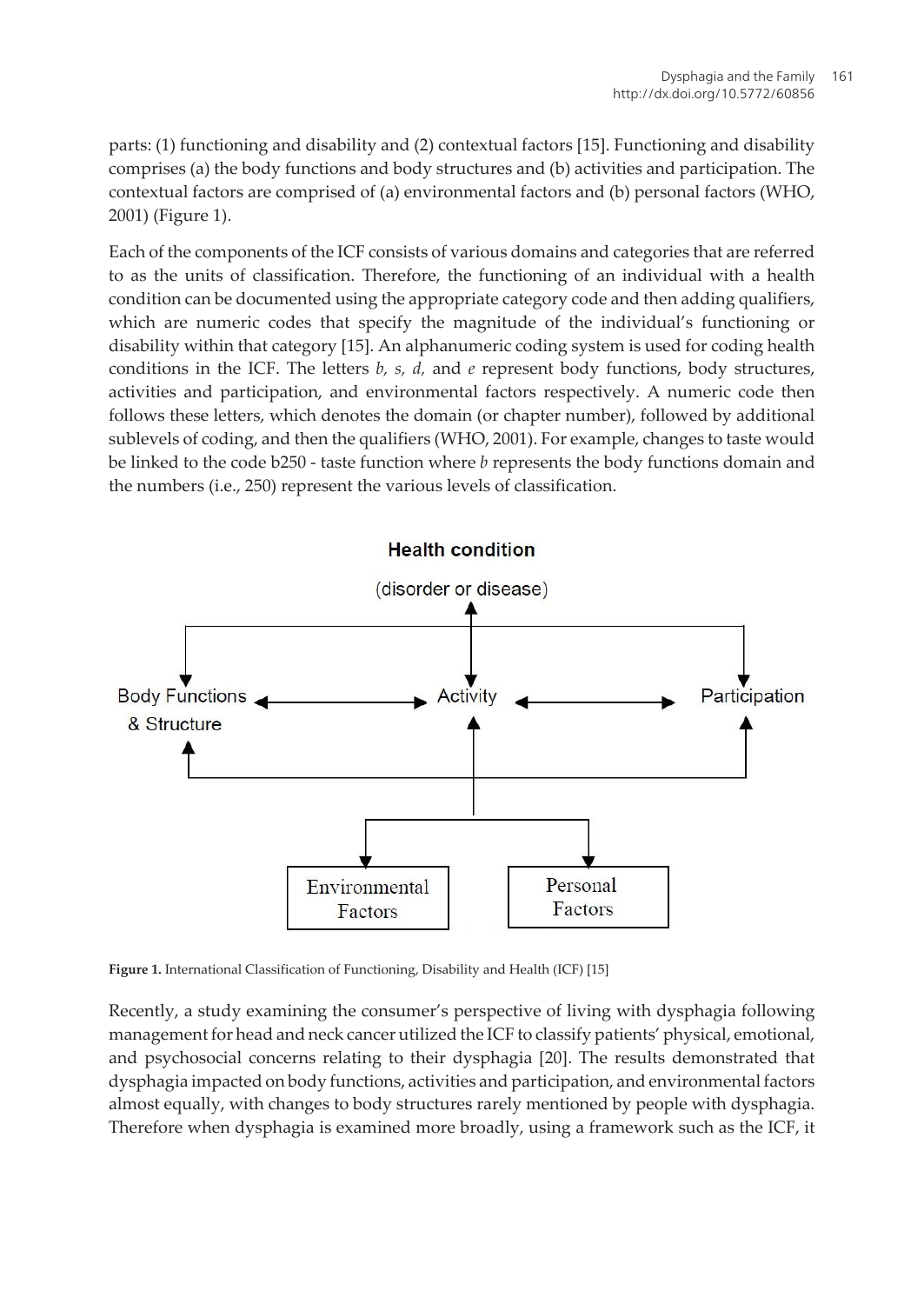parts: (1) functioning and disability and (2) contextual factors [15]. Functioning and disability comprises (a) the body functions and body structures and (b) activities and participation. The contextual factors are comprised of (a) environmental factors and (b) personal factors (WHO, 2001) (Figure 1).

Each of the components of the ICF consists of various domains and categories that are referred to as the units of classification. Therefore, the functioning of an individual with a health condition can be documented using the appropriate category code and then adding qualifiers, which are numeric codes that specify the magnitude of the individual's functioning or disability within that category [15]. An alphanumeric coding system is used for coding health conditions in the ICF. The letters *b, s, d,* and *e* represent body functions, body structures, activities and participation, and environmental factors respectively. A numeric code then follows these letters, which denotes the domain (or chapter number), followed by additional sublevels of coding, and then the qualifiers (WHO, 2001). For example, changes to taste would be linked to the code b250 - taste function where *b* represents the body functions domain and the numbers (i.e., 250) represent the various levels of classification.

**Health condition**

(disorder or disease)

Body Functions & Structure ↔ Activity ↔ Participation

Environmental Factors | Personal Factors

**Figure 1.** International Classification of Functioning, Disability and Health (ICF) [15]

Recently, a study examining the consumer's perspective of living with dysphagia following management for head and neck cancer utilized the ICF to classify patients' physical, emotional, and psychosocial concerns relating to their dysphagia [20]. The results demonstrated that dysphagia impacted on body functions, activities and participation, and environmental factors almost equally, with changes to body structures rarely mentioned by people with dysphagia. Therefore when dysphagia is examined more broadly, using a framework such as the ICF, it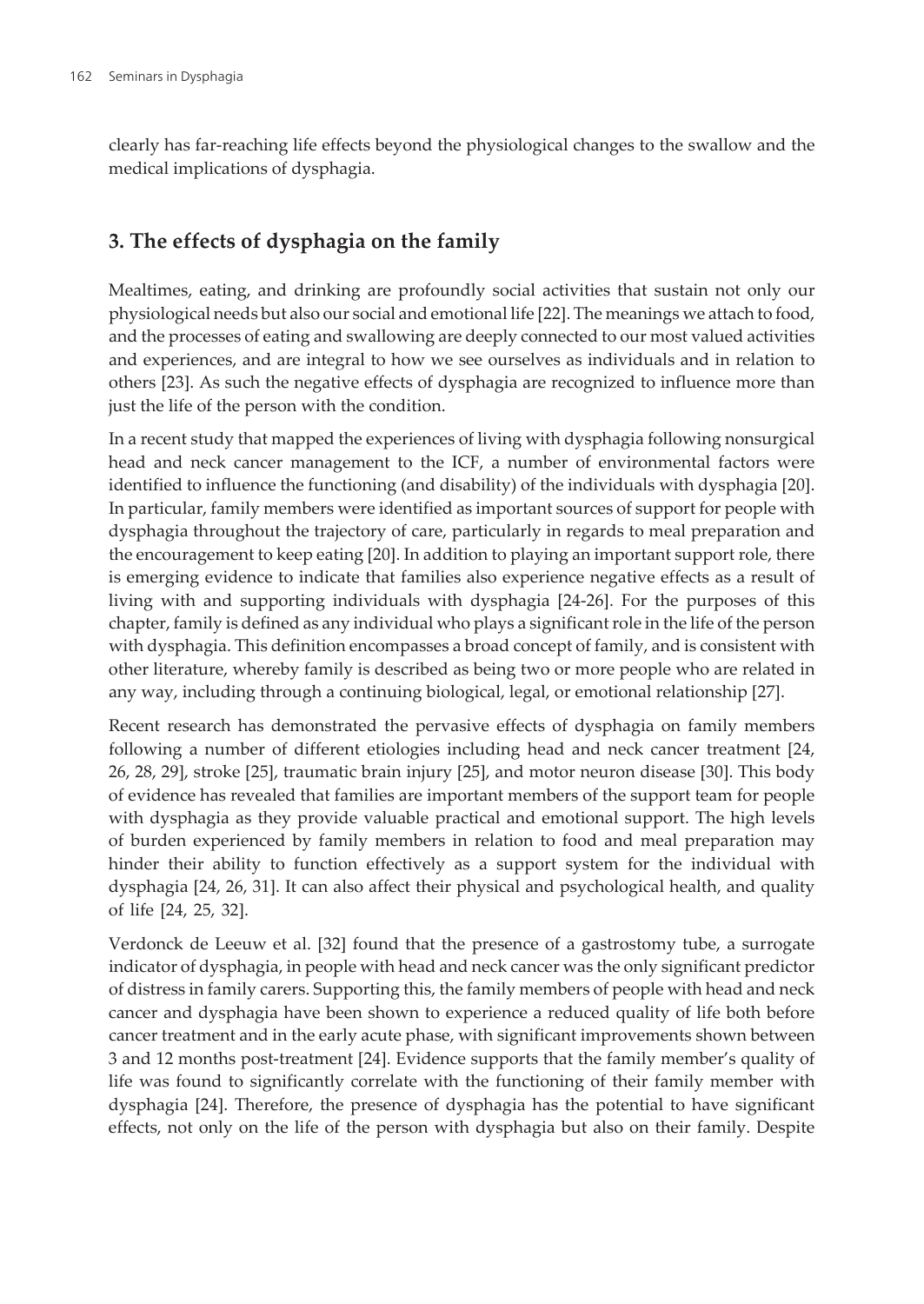clearly has far-reaching life effects beyond the physiological changes to the swallow and the medical implications of dysphagia.

## 3. The effects of dysphagia on the family

Mealtimes, eating, and drinking are profoundly social activities that sustain not only our physiological needs but also our social and emotional life [22]. The meanings we attach to food, and the processes of eating and swallowing are deeply connected to our most valued activities and experiences, and are integral to how we see ourselves as individuals and in relation to others [23]. As such the negative effects of dysphagia are recognized to influence more than just the life of the person with the condition.

In a recent study that mapped the experiences of living with dysphagia following nonsurgical head and neck cancer management to the ICF, a number of environmental factors were identified to influence the functioning (and disability) of the individuals with dysphagia [20]. In particular, family members were identified as important sources of support for people with dysphagia throughout the trajectory of care, particularly in regards to meal preparation and the encouragement to keep eating [20]. In addition to playing an important support role, there is emerging evidence to indicate that families also experience negative effects as a result of living with and supporting individuals with dysphagia [24-26]. For the purposes of this chapter, family is defined as any individual who plays a significant role in the life of the person with dysphagia. This definition encompasses a broad concept of family, and is consistent with other literature, whereby family is described as being two or more people who are related in any way, including through a continuing biological, legal, or emotional relationship [27].

Recent research has demonstrated the pervasive effects of dysphagia on family members following a number of different etiologies including head and neck cancer treatment [24, 26, 28, 29], stroke [25], traumatic brain injury [25], and motor neuron disease [30]. This body of evidence has revealed that families are important members of the support team for people with dysphagia as they provide valuable practical and emotional support. The high levels of burden experienced by family members in relation to food and meal preparation may hinder their ability to function effectively as a support system for the individual with dysphagia [24, 26, 31]. It can also affect their physical and psychological health, and quality of life [24, 25, 32].

Verdonck de Leeuw et al. [32] found that the presence of a gastrostomy tube, a surrogate indicator of dysphagia, in people with head and neck cancer was the only significant predictor of distress in family carers. Supporting this, the family members of people with head and neck cancer and dysphagia have been shown to experience a reduced quality of life both before cancer treatment and in the early acute phase, with significant improvements shown between 3 and 12 months post-treatment [24]. Evidence supports that the family member's quality of life was found to significantly correlate with the functioning of their family member with dysphagia [24]. Therefore, the presence of dysphagia has the potential to have significant effects, not only on the life of the person with dysphagia but also on their family. Despite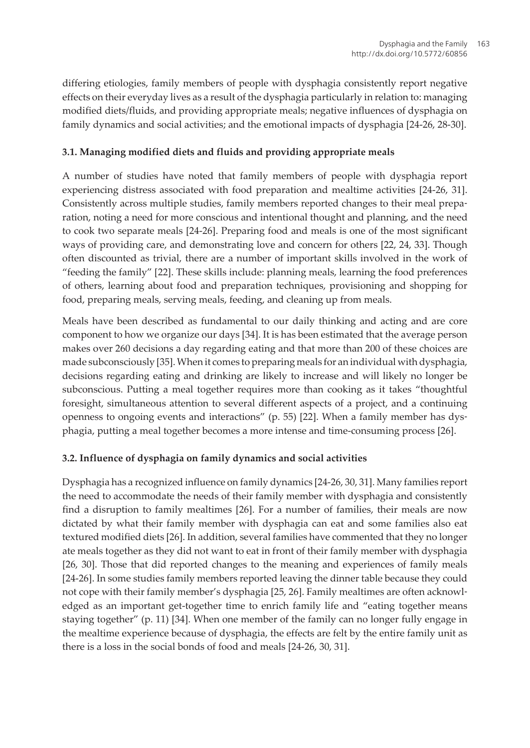differing etiologies, family members of people with dysphagia consistently report negative effects on their everyday lives as a result of the dysphagia particularly in relation to: managing modified diets/fluids, and providing appropriate meals; negative influences of dysphagia on family dynamics and social activities; and the emotional impacts of dysphagia [24-26, 28-30].

### 3.1. Managing modified diets and fluids and providing appropriate meals

A number of studies have noted that family members of people with dysphagia report experiencing distress associated with food preparation and mealtime activities [24-26, 31]. Consistently across multiple studies, family members reported changes to their meal preparation, noting a need for more conscious and intentional thought and planning, and the need to cook two separate meals [24-26]. Preparing food and meals is one of the most significant ways of providing care, and demonstrating love and concern for others [22, 24, 33]. Though often discounted as trivial, there are a number of important skills involved in the work of "feeding the family" [22]. These skills include: planning meals, learning the food preferences of others, learning about food and preparation techniques, provisioning and shopping for food, preparing meals, serving meals, feeding, and cleaning up from meals.

Meals have been described as fundamental to our daily thinking and acting and are core component to how we organize our days [34]. It is has been estimated that the average person makes over 260 decisions a day regarding eating and that more than 200 of these choices are made subconsciously [35]. When it comes to preparing meals for an individual with dysphagia, decisions regarding eating and drinking are likely to increase and will likely no longer be subconscious. Putting a meal together requires more than cooking as it takes "thoughtful foresight, simultaneous attention to several different aspects of a project, and a continuing openness to ongoing events and interactions" (p. 55) [22]. When a family member has dysphagia, putting a meal together becomes a more intense and time-consuming process [26].

### 3.2. Influence of dysphagia on family dynamics and social activities

Dysphagia has a recognized influence on family dynamics [24-26, 30, 31]. Many families report the need to accommodate the needs of their family member with dysphagia and consistently find a disruption to family mealtimes [26]. For a number of families, their meals are now dictated by what their family member with dysphagia can eat and some families also eat textured modified diets [26]. In addition, several families have commented that they no longer ate meals together as they did not want to eat in front of their family member with dysphagia [26, 30]. Those that did reported changes to the meaning and experiences of family meals [24-26]. In some studies family members reported leaving the dinner table because they could not cope with their family member's dysphagia [25, 26]. Family mealtimes are often acknowledged as an important get-together time to enrich family life and "eating together means staying together" (p. 11) [34]. When one member of the family can no longer fully engage in the mealtime experience because of dysphagia, the effects are felt by the entire family unit as there is a loss in the social bonds of food and meals [24-26, 30, 31].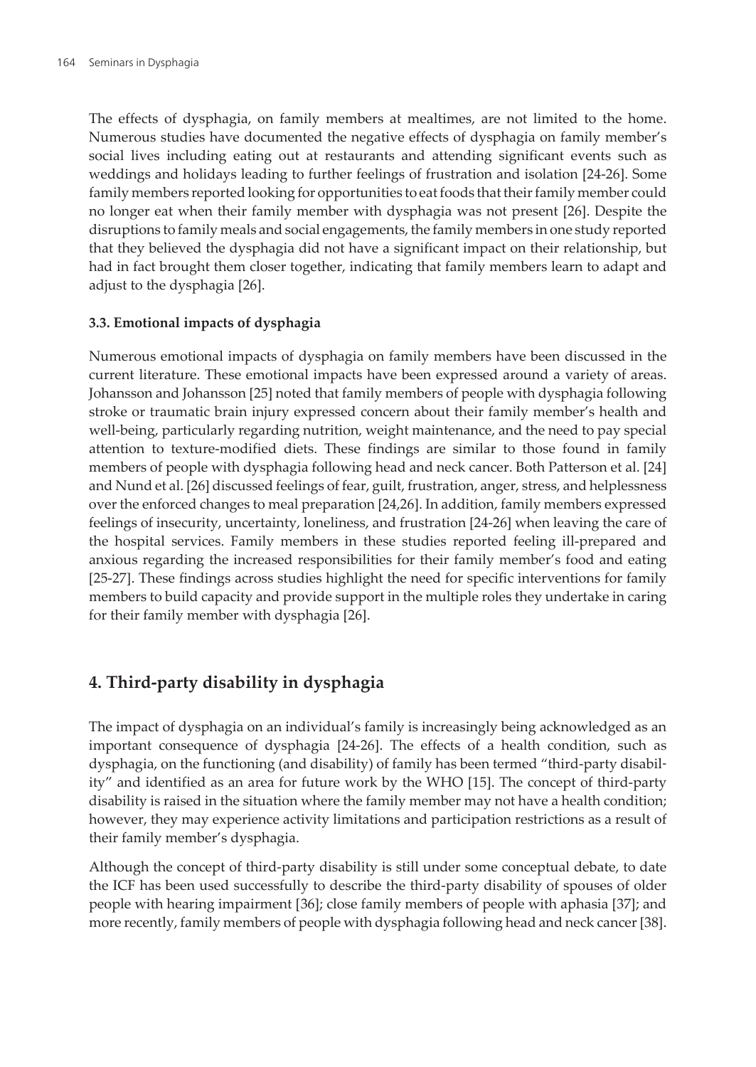The effects of dysphagia, on family members at mealtimes, are not limited to the home. Numerous studies have documented the negative effects of dysphagia on family member's social lives including eating out at restaurants and attending significant events such as weddings and holidays leading to further feelings of frustration and isolation [24-26]. Some family members reported looking for opportunities to eat foods that their family member could no longer eat when their family member with dysphagia was not present [26]. Despite the disruptions to family meals and social engagements, the family members in one study reported that they believed the dysphagia did not have a significant impact on their relationship, but had in fact brought them closer together, indicating that family members learn to adapt and adjust to the dysphagia [26].

### 3.3. Emotional impacts of dysphagia

Numerous emotional impacts of dysphagia on family members have been discussed in the current literature. These emotional impacts have been expressed around a variety of areas. Johansson and Johansson [25] noted that family members of people with dysphagia following stroke or traumatic brain injury expressed concern about their family member's health and well-being, particularly regarding nutrition, weight maintenance, and the need to pay special attention to texture-modified diets. These findings are similar to those found in family members of people with dysphagia following head and neck cancer. Both Patterson et al. [24] and Nund et al. [26] discussed feelings of fear, guilt, frustration, anger, stress, and helplessness over the enforced changes to meal preparation [24,26]. In addition, family members expressed feelings of insecurity, uncertainty, loneliness, and frustration [24-26] when leaving the care of the hospital services. Family members in these studies reported feeling ill-prepared and anxious regarding the increased responsibilities for their family member's food and eating [25-27]. These findings across studies highlight the need for specific interventions for family members to build capacity and provide support in the multiple roles they undertake in caring for their family member with dysphagia [26].

## 4. Third-party disability in dysphagia

The impact of dysphagia on an individual's family is increasingly being acknowledged as an important consequence of dysphagia [24-26]. The effects of a health condition, such as dysphagia, on the functioning (and disability) of family has been termed "third-party disability" and identified as an area for future work by the WHO [15]. The concept of third-party disability is raised in the situation where the family member may not have a health condition; however, they may experience activity limitations and participation restrictions as a result of their family member's dysphagia.

Although the concept of third-party disability is still under some conceptual debate, to date the ICF has been used successfully to describe the third-party disability of spouses of older people with hearing impairment [36]; close family members of people with aphasia [37]; and more recently, family members of people with dysphagia following head and neck cancer [38].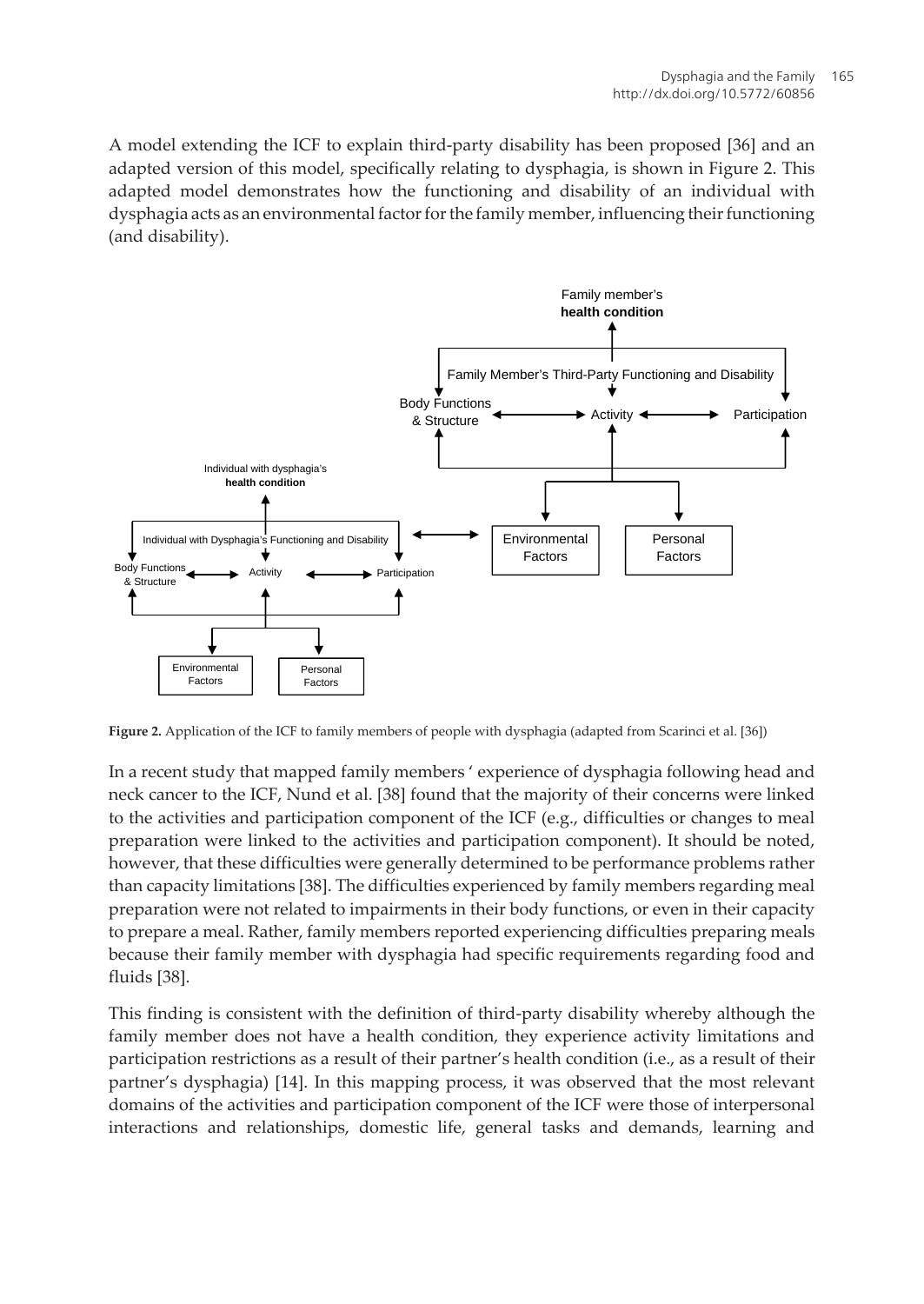A model extending the ICF to explain third-party disability has been proposed [36] and an adapted version of this model, specifically relating to dysphagia, is shown in Figure 2. This adapted model demonstrates how the functioning and disability of an individual with dysphagia acts as an environmental factor for the family member, influencing their functioning (and disability).

**Figure 2.** Application of the ICF to family members of people with dysphagia (adapted from Scarinci et al. [36])

In a recent study that mapped family members ' experience of dysphagia following head and neck cancer to the ICF, Nund et al. [38] found that the majority of their concerns were linked to the activities and participation component of the ICF (e.g., difficulties or changes to meal preparation were linked to the activities and participation component). It should be noted, however, that these difficulties were generally determined to be performance problems rather than capacity limitations [38]. The difficulties experienced by family members regarding meal preparation were not related to impairments in their body functions, or even in their capacity to prepare a meal. Rather, family members reported experiencing difficulties preparing meals because their family member with dysphagia had specific requirements regarding food and fluids [38].

This finding is consistent with the definition of third-party disability whereby although the family member does not have a health condition, they experience activity limitations and participation restrictions as a result of their partner's health condition (i.e., as a result of their partner's dysphagia) [14]. In this mapping process, it was observed that the most relevant domains of the activities and participation component of the ICF were those of interpersonal interactions and relationships, domestic life, general tasks and demands, learning and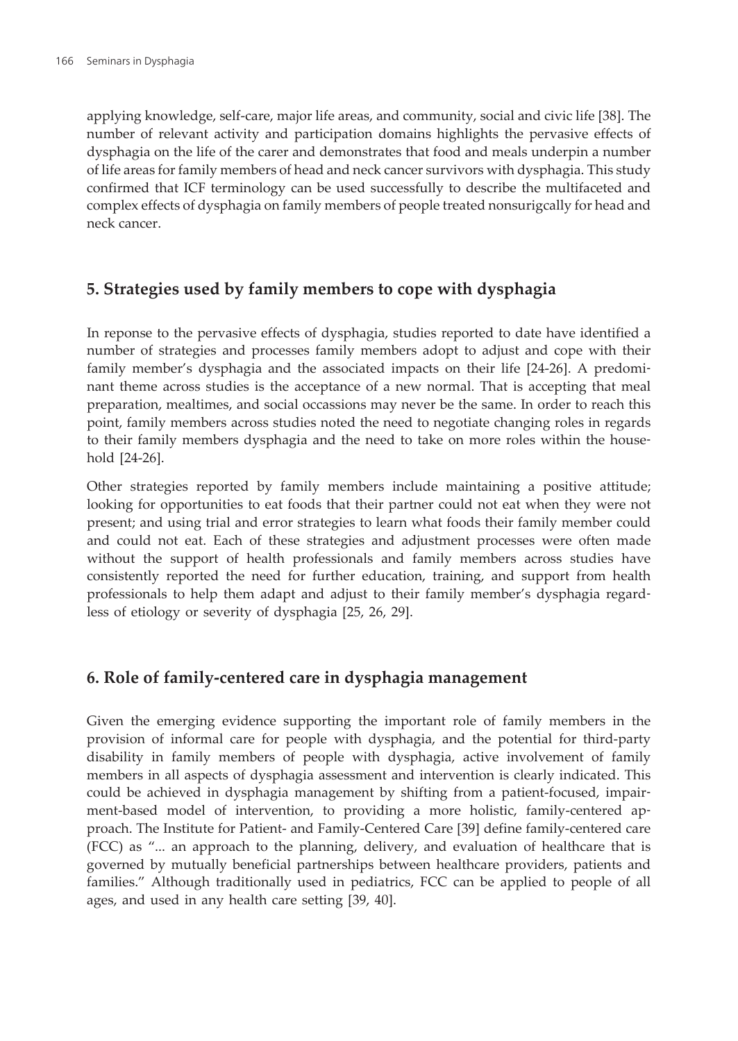applying knowledge, self-care, major life areas, and community, social and civic life [38]. The number of relevant activity and participation domains highlights the pervasive effects of dysphagia on the life of the carer and demonstrates that food and meals underpin a number of life areas for family members of head and neck cancer survivors with dysphagia. This study confirmed that ICF terminology can be used successfully to describe the multifaceted and complex effects of dysphagia on family members of people treated nonsurigcally for head and neck cancer.

## 5. Strategies used by family members to cope with dysphagia

In reponse to the pervasive effects of dysphagia, studies reported to date have identified a number of strategies and processes family members adopt to adjust and cope with their family member's dysphagia and the associated impacts on their life [24-26]. A predominant theme across studies is the acceptance of a new normal. That is accepting that meal preparation, mealtimes, and social occassions may never be the same. In order to reach this point, family members across studies noted the need to negotiate changing roles in regards to their family members dysphagia and the need to take on more roles within the household [24-26].

Other strategies reported by family members include maintaining a positive attitude; looking for opportunities to eat foods that their partner could not eat when they were not present; and using trial and error strategies to learn what foods their family member could and could not eat. Each of these strategies and adjustment processes were often made without the support of health professionals and family members across studies have consistently reported the need for further education, training, and support from health professionals to help them adapt and adjust to their family member's dysphagia regardless of etiology or severity of dysphagia [25, 26, 29].

## 6. Role of family-centered care in dysphagia management

Given the emerging evidence supporting the important role of family members in the provision of informal care for people with dysphagia, and the potential for third-party disability in family members of people with dysphagia, active involvement of family members in all aspects of dysphagia assessment and intervention is clearly indicated. This could be achieved in dysphagia management by shifting from a patient-focused, impairment-based model of intervention, to providing a more holistic, family-centered approach. The Institute for Patient- and Family-Centered Care [39] define family-centered care (FCC) as "... an approach to the planning, delivery, and evaluation of healthcare that is governed by mutually beneficial partnerships between healthcare providers, patients and families." Although traditionally used in pediatrics, FCC can be applied to people of all ages, and used in any health care setting [39, 40].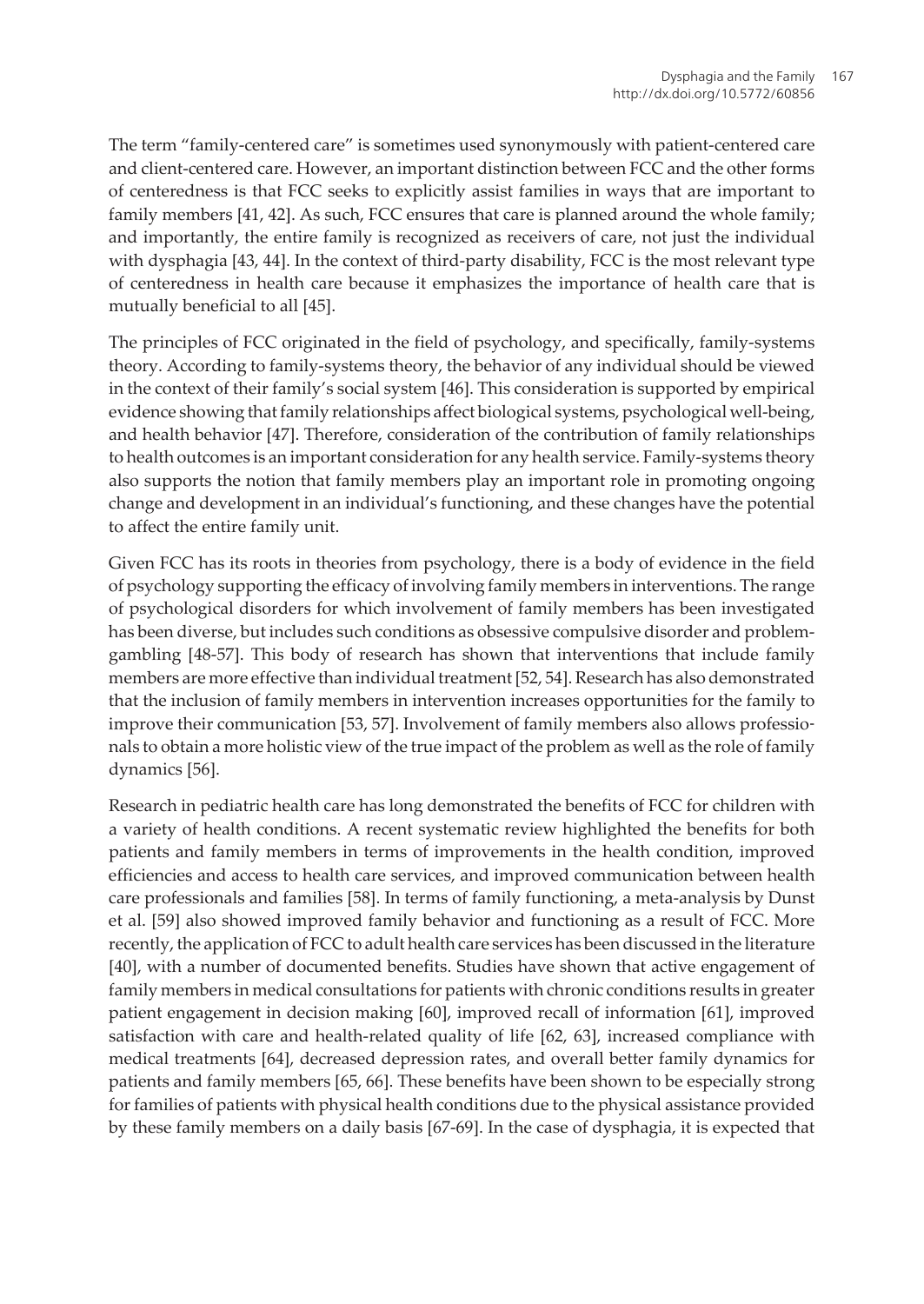The term "family-centered care" is sometimes used synonymously with patient-centered care and client-centered care. However, an important distinction between FCC and the other forms of centeredness is that FCC seeks to explicitly assist families in ways that are important to family members [41, 42]. As such, FCC ensures that care is planned around the whole family; and importantly, the entire family is recognized as receivers of care, not just the individual with dysphagia [43, 44]. In the context of third-party disability, FCC is the most relevant type of centeredness in health care because it emphasizes the importance of health care that is mutually beneficial to all [45].

The principles of FCC originated in the field of psychology, and specifically, family-systems theory. According to family-systems theory, the behavior of any individual should be viewed in the context of their family's social system [46]. This consideration is supported by empirical evidence showing that family relationships affect biological systems, psychological well-being, and health behavior [47]. Therefore, consideration of the contribution of family relationships to health outcomes is an important consideration for any health service. Family-systems theory also supports the notion that family members play an important role in promoting ongoing change and development in an individual's functioning, and these changes have the potential to affect the entire family unit.

Given FCC has its roots in theories from psychology, there is a body of evidence in the field of psychology supporting the efficacy of involving family members in interventions. The range of psychological disorders for which involvement of family members has been investigated has been diverse, but includes such conditions as obsessive compulsive disorder and problem-gambling [48-57]. This body of research has shown that interventions that include family members are more effective than individual treatment [52, 54]. Research has also demonstrated that the inclusion of family members in intervention increases opportunities for the family to improve their communication [53, 57]. Involvement of family members also allows professionals to obtain a more holistic view of the true impact of the problem as well as the role of family dynamics [56].

Research in pediatric health care has long demonstrated the benefits of FCC for children with a variety of health conditions. A recent systematic review highlighted the benefits for both patients and family members in terms of improvements in the health condition, improved efficiencies and access to health care services, and improved communication between health care professionals and families [58]. In terms of family functioning, a meta-analysis by Dunst et al. [59] also showed improved family behavior and functioning as a result of FCC. More recently, the application of FCC to adult health care services has been discussed in the literature [40], with a number of documented benefits. Studies have shown that active engagement of family members in medical consultations for patients with chronic conditions results in greater patient engagement in decision making [60], improved recall of information [61], improved satisfaction with care and health-related quality of life [62, 63], increased compliance with medical treatments [64], decreased depression rates, and overall better family dynamics for patients and family members [65, 66]. These benefits have been shown to be especially strong for families of patients with physical health conditions due to the physical assistance provided by these family members on a daily basis [67-69]. In the case of dysphagia, it is expected that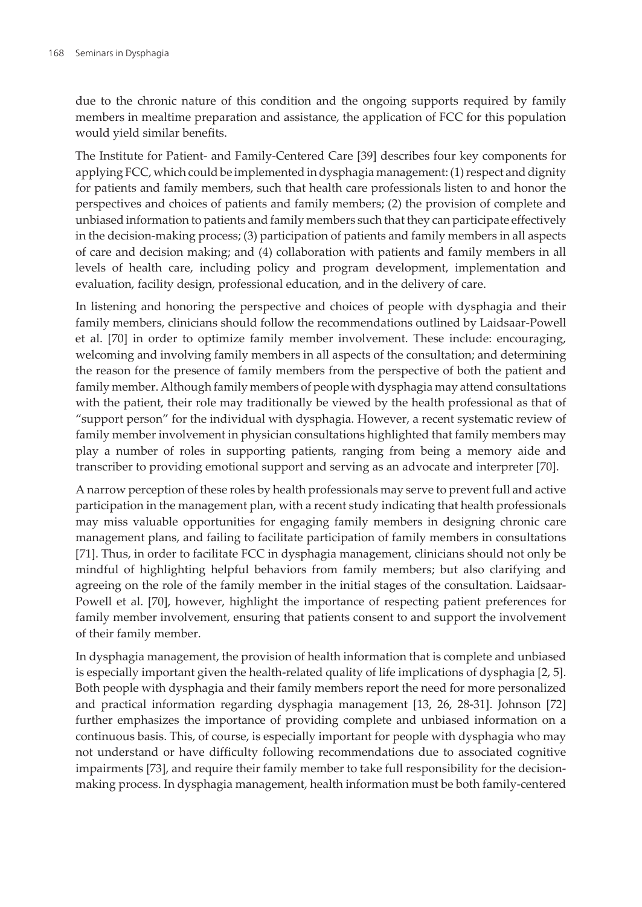due to the chronic nature of this condition and the ongoing supports required by family members in mealtime preparation and assistance, the application of FCC for this population would yield similar benefits.

The Institute for Patient- and Family-Centered Care [39] describes four key components for applying FCC, which could be implemented in dysphagia management: (1) respect and dignity for patients and family members, such that health care professionals listen to and honor the perspectives and choices of patients and family members; (2) the provision of complete and unbiased information to patients and family members such that they can participate effectively in the decision-making process; (3) participation of patients and family members in all aspects of care and decision making; and (4) collaboration with patients and family members in all levels of health care, including policy and program development, implementation and evaluation, facility design, professional education, and in the delivery of care.

In listening and honoring the perspective and choices of people with dysphagia and their family members, clinicians should follow the recommendations outlined by Laidsaar-Powell et al. [70] in order to optimize family member involvement. These include: encouraging, welcoming and involving family members in all aspects of the consultation; and determining the reason for the presence of family members from the perspective of both the patient and family member. Although family members of people with dysphagia may attend consultations with the patient, their role may traditionally be viewed by the health professional as that of "support person" for the individual with dysphagia. However, a recent systematic review of family member involvement in physician consultations highlighted that family members may play a number of roles in supporting patients, ranging from being a memory aide and transcriber to providing emotional support and serving as an advocate and interpreter [70].

A narrow perception of these roles by health professionals may serve to prevent full and active participation in the management plan, with a recent study indicating that health professionals may miss valuable opportunities for engaging family members in designing chronic care management plans, and failing to facilitate participation of family members in consultations [71]. Thus, in order to facilitate FCC in dysphagia management, clinicians should not only be mindful of highlighting helpful behaviors from family members; but also clarifying and agreeing on the role of the family member in the initial stages of the consultation. Laidsaar-Powell et al. [70], however, highlight the importance of respecting patient preferences for family member involvement, ensuring that patients consent to and support the involvement of their family member.

In dysphagia management, the provision of health information that is complete and unbiased is especially important given the health-related quality of life implications of dysphagia [2, 5]. Both people with dysphagia and their family members report the need for more personalized and practical information regarding dysphagia management [13, 26, 28-31]. Johnson [72] further emphasizes the importance of providing complete and unbiased information on a continuous basis. This, of course, is especially important for people with dysphagia who may not understand or have difficulty following recommendations due to associated cognitive impairments [73], and require their family member to take full responsibility for the decision-making process. In dysphagia management, health information must be both family-centered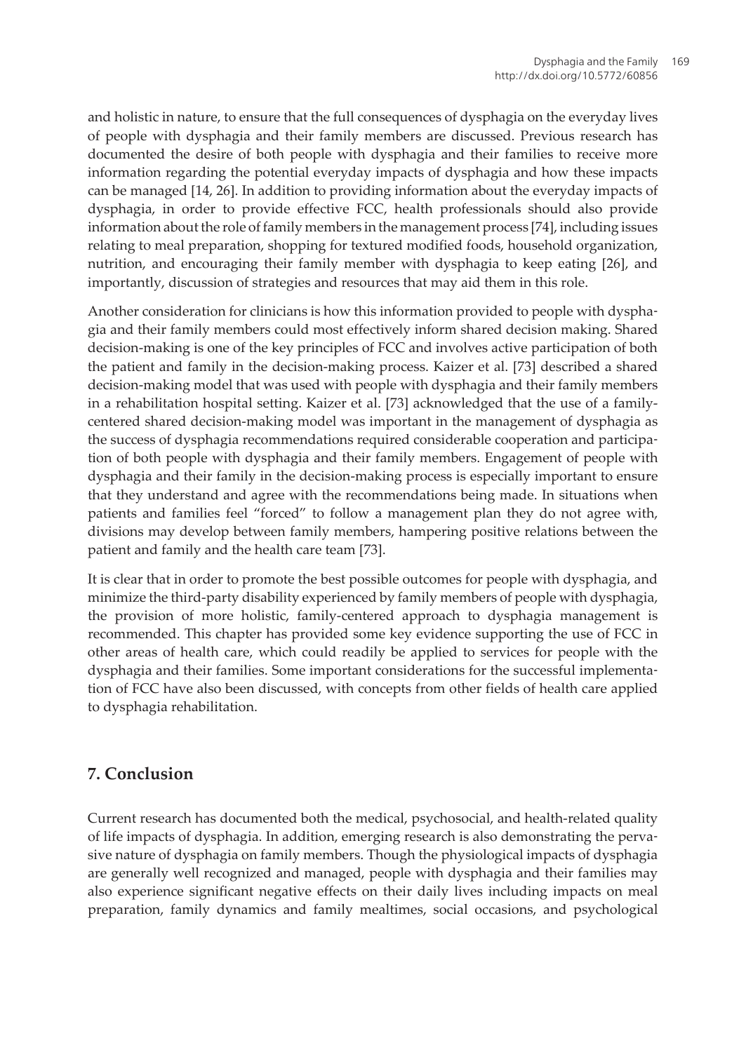and holistic in nature, to ensure that the full consequences of dysphagia on the everyday lives of people with dysphagia and their family members are discussed. Previous research has documented the desire of both people with dysphagia and their families to receive more information regarding the potential everyday impacts of dysphagia and how these impacts can be managed [14, 26]. In addition to providing information about the everyday impacts of dysphagia, in order to provide effective FCC, health professionals should also provide information about the role of family members in the management process [74], including issues relating to meal preparation, shopping for textured modified foods, household organization, nutrition, and encouraging their family member with dysphagia to keep eating [26], and importantly, discussion of strategies and resources that may aid them in this role.

Another consideration for clinicians is how this information provided to people with dysphagia and their family members could most effectively inform shared decision making. Shared decision-making is one of the key principles of FCC and involves active participation of both the patient and family in the decision-making process. Kaizer et al. [73] described a shared decision-making model that was used with people with dysphagia and their family members in a rehabilitation hospital setting. Kaizer et al. [73] acknowledged that the use of a family-centered shared decision-making model was important in the management of dysphagia as the success of dysphagia recommendations required considerable cooperation and participation of both people with dysphagia and their family members. Engagement of people with dysphagia and their family in the decision-making process is especially important to ensure that they understand and agree with the recommendations being made. In situations when patients and families feel "forced" to follow a management plan they do not agree with, divisions may develop between family members, hampering positive relations between the patient and family and the health care team [73].

It is clear that in order to promote the best possible outcomes for people with dysphagia, and minimize the third-party disability experienced by family members of people with dysphagia, the provision of more holistic, family-centered approach to dysphagia management is recommended. This chapter has provided some key evidence supporting the use of FCC in other areas of health care, which could readily be applied to services for people with the dysphagia and their families. Some important considerations for the successful implementation of FCC have also been discussed, with concepts from other fields of health care applied to dysphagia rehabilitation.

## 7. Conclusion

Current research has documented both the medical, psychosocial, and health-related quality of life impacts of dysphagia. In addition, emerging research is also demonstrating the pervasive nature of dysphagia on family members. Though the physiological impacts of dysphagia are generally well recognized and managed, people with dysphagia and their families may also experience significant negative effects on their daily lives including impacts on meal preparation, family dynamics and family mealtimes, social occasions, and psychological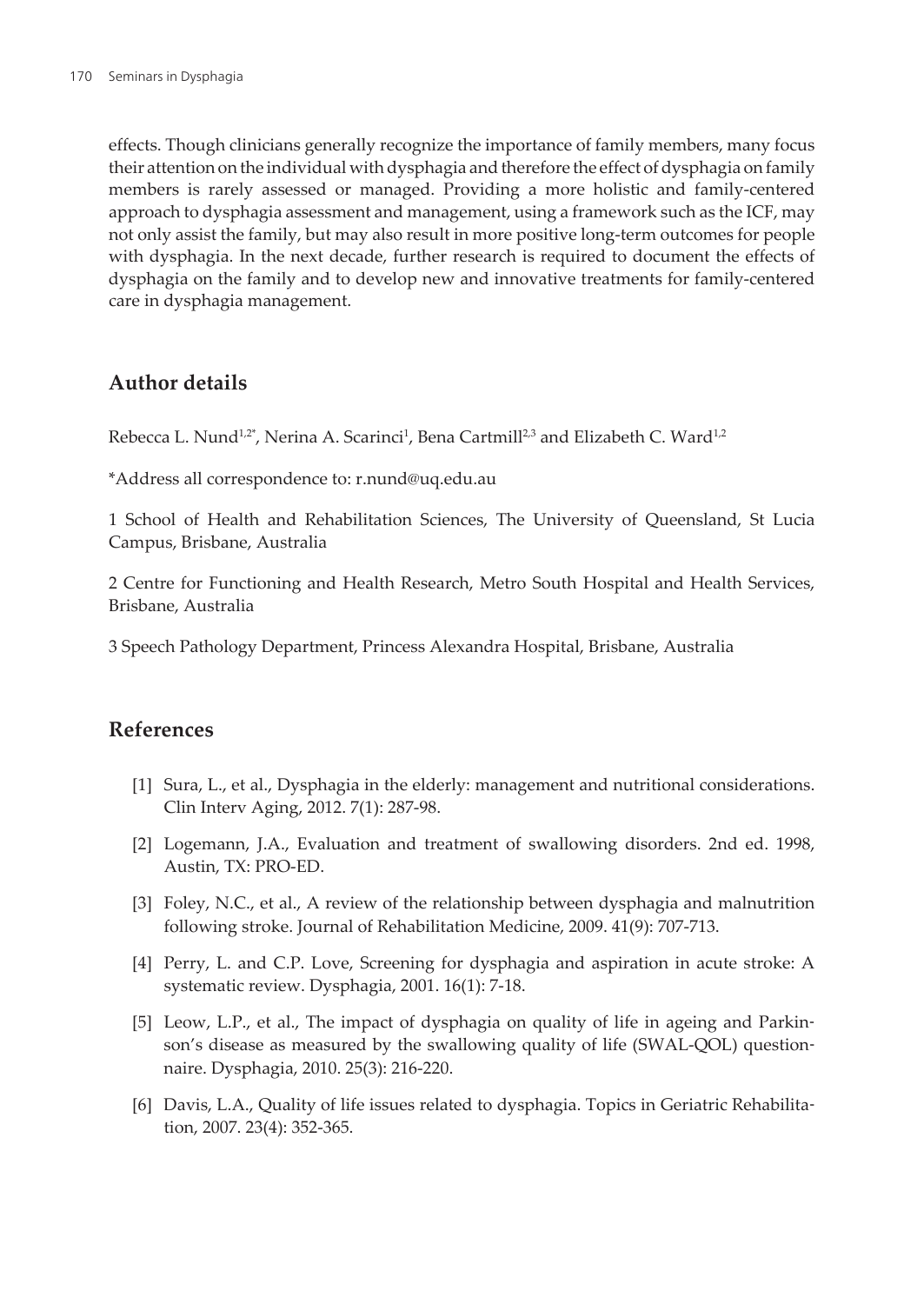effects. Though clinicians generally recognize the importance of family members, many focus their attention on the individual with dysphagia and therefore the effect of dysphagia on family members is rarely assessed or managed. Providing a more holistic and family-centered approach to dysphagia assessment and management, using a framework such as the ICF, may not only assist the family, but may also result in more positive long-term outcomes for people with dysphagia. In the next decade, further research is required to document the effects of dysphagia on the family and to develop new and innovative treatments for family-centered care in dysphagia management.

## Author details

Rebecca L. Nund[1,2*], Nerina A. Scarinci[1], Bena Cartmill[2,3] and Elizabeth C. Ward[1,2]

*Address all correspondence to: r.nund@uq.edu.au

1 School of Health and Rehabilitation Sciences, The University of Queensland, St Lucia Campus, Brisbane, Australia

2 Centre for Functioning and Health Research, Metro South Hospital and Health Services, Brisbane, Australia

3 Speech Pathology Department, Princess Alexandra Hospital, Brisbane, Australia

## References

[1] Sura, L., et al., Dysphagia in the elderly: management and nutritional considerations. Clin Interv Aging, 2012. 7(1): 287-98.

[2] Logemann, J.A., Evaluation and treatment of swallowing disorders. 2nd ed. 1998, Austin, TX: PRO-ED.

[3] Foley, N.C., et al., A review of the relationship between dysphagia and malnutrition following stroke. Journal of Rehabilitation Medicine, 2009. 41(9): 707-713.

[4] Perry, L. and C.P. Love, Screening for dysphagia and aspiration in acute stroke: A systematic review. Dysphagia, 2001. 16(1): 7-18.

[5] Leow, L.P., et al., The impact of dysphagia on quality of life in ageing and Parkinson's disease as measured by the swallowing quality of life (SWAL-QOL) questionnaire. Dysphagia, 2010. 25(3): 216-220.

[6] Davis, L.A., Quality of life issues related to dysphagia. Topics in Geriatric Rehabilitation, 2007. 23(4): 352-365.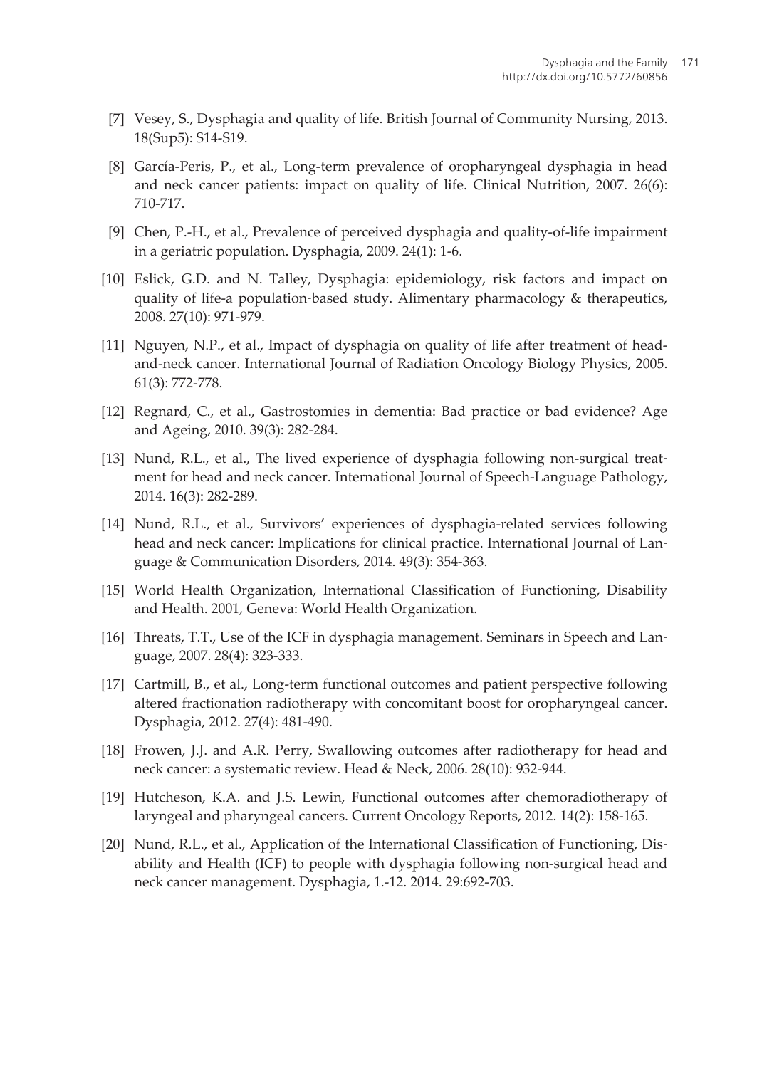[7] Vesey, S., Dysphagia and quality of life. British Journal of Community Nursing, 2013. 18(Sup5): S14-S19.

[8] García-Peris, P., et al., Long-term prevalence of oropharyngeal dysphagia in head and neck cancer patients: impact on quality of life. Clinical Nutrition, 2007. 26(6): 710-717.

[9] Chen, P.-H., et al., Prevalence of perceived dysphagia and quality-of-life impairment in a geriatric population. Dysphagia, 2009. 24(1): 1-6.

[10] Eslick, G.D. and N. Talley, Dysphagia: epidemiology, risk factors and impact on quality of life-a population-based study. Alimentary pharmacology & therapeutics, 2008. 27(10): 971-979.

[11] Nguyen, N.P., et al., Impact of dysphagia on quality of life after treatment of head-and-neck cancer. International Journal of Radiation Oncology Biology Physics, 2005. 61(3): 772-778.

[12] Regnard, C., et al., Gastrostomies in dementia: Bad practice or bad evidence? Age and Ageing, 2010. 39(3): 282-284.

[13] Nund, R.L., et al., The lived experience of dysphagia following non-surgical treatment for head and neck cancer. International Journal of Speech-Language Pathology, 2014. 16(3): 282-289.

[14] Nund, R.L., et al., Survivors' experiences of dysphagia-related services following head and neck cancer: Implications for clinical practice. International Journal of Language & Communication Disorders, 2014. 49(3): 354-363.

[15] World Health Organization, International Classification of Functioning, Disability and Health. 2001, Geneva: World Health Organization.

[16] Threats, T.T., Use of the ICF in dysphagia management. Seminars in Speech and Language, 2007. 28(4): 323-333.

[17] Cartmill, B., et al., Long-term functional outcomes and patient perspective following altered fractionation radiotherapy with concomitant boost for oropharyngeal cancer. Dysphagia, 2012. 27(4): 481-490.

[18] Frowen, J.J. and A.R. Perry, Swallowing outcomes after radiotherapy for head and neck cancer: a systematic review. Head & Neck, 2006. 28(10): 932-944.

[19] Hutcheson, K.A. and J.S. Lewin, Functional outcomes after chemoradiotherapy of laryngeal and pharyngeal cancers. Current Oncology Reports, 2012. 14(2): 158-165.

[20] Nund, R.L., et al., Application of the International Classification of Functioning, Disability and Health (ICF) to people with dysphagia following non-surgical head and neck cancer management. Dysphagia, 1.-12. 2014. 29:692-703.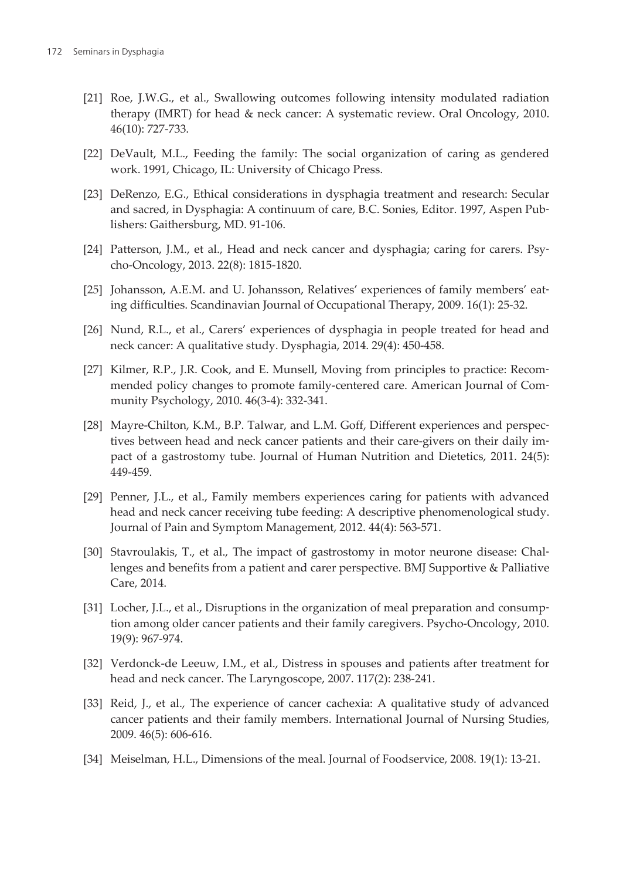[21] Roe, J.W.G., et al., Swallowing outcomes following intensity modulated radiation therapy (IMRT) for head & neck cancer: A systematic review. Oral Oncology, 2010. 46(10): 727-733.

[22] DeVault, M.L., Feeding the family: The social organization of caring as gendered work. 1991, Chicago, IL: University of Chicago Press.

[23] DeRenzo, E.G., Ethical considerations in dysphagia treatment and research: Secular and sacred, in Dysphagia: A continuum of care, B.C. Sonies, Editor. 1997, Aspen Publishers: Gaithersburg, MD. 91-106.

[24] Patterson, J.M., et al., Head and neck cancer and dysphagia; caring for carers. Psycho-Oncology, 2013. 22(8): 1815-1820.

[25] Johansson, A.E.M. and U. Johansson, Relatives' experiences of family members' eating difficulties. Scandinavian Journal of Occupational Therapy, 2009. 16(1): 25-32.

[26] Nund, R.L., et al., Carers' experiences of dysphagia in people treated for head and neck cancer: A qualitative study. Dysphagia, 2014. 29(4): 450-458.

[27] Kilmer, R.P., J.R. Cook, and E. Munsell, Moving from principles to practice: Recommended policy changes to promote family-centered care. American Journal of Community Psychology, 2010. 46(3-4): 332-341.

[28] Mayre-Chilton, K.M., B.P. Talwar, and L.M. Goff, Different experiences and perspectives between head and neck cancer patients and their care-givers on their daily impact of a gastrostomy tube. Journal of Human Nutrition and Dietetics, 2011. 24(5): 449-459.

[29] Penner, J.L., et al., Family members experiences caring for patients with advanced head and neck cancer receiving tube feeding: A descriptive phenomenological study. Journal of Pain and Symptom Management, 2012. 44(4): 563-571.

[30] Stavroulakis, T., et al., The impact of gastrostomy in motor neurone disease: Challenges and benefits from a patient and carer perspective. BMJ Supportive & Palliative Care, 2014.

[31] Locher, J.L., et al., Disruptions in the organization of meal preparation and consumption among older cancer patients and their family caregivers. Psycho-Oncology, 2010. 19(9): 967-974.

[32] Verdonck-de Leeuw, I.M., et al., Distress in spouses and patients after treatment for head and neck cancer. The Laryngoscope, 2007. 117(2): 238-241.

[33] Reid, J., et al., The experience of cancer cachexia: A qualitative study of advanced cancer patients and their family members. International Journal of Nursing Studies, 2009. 46(5): 606-616.

[34] Meiselman, H.L., Dimensions of the meal. Journal of Foodservice, 2008. 19(1): 13-21.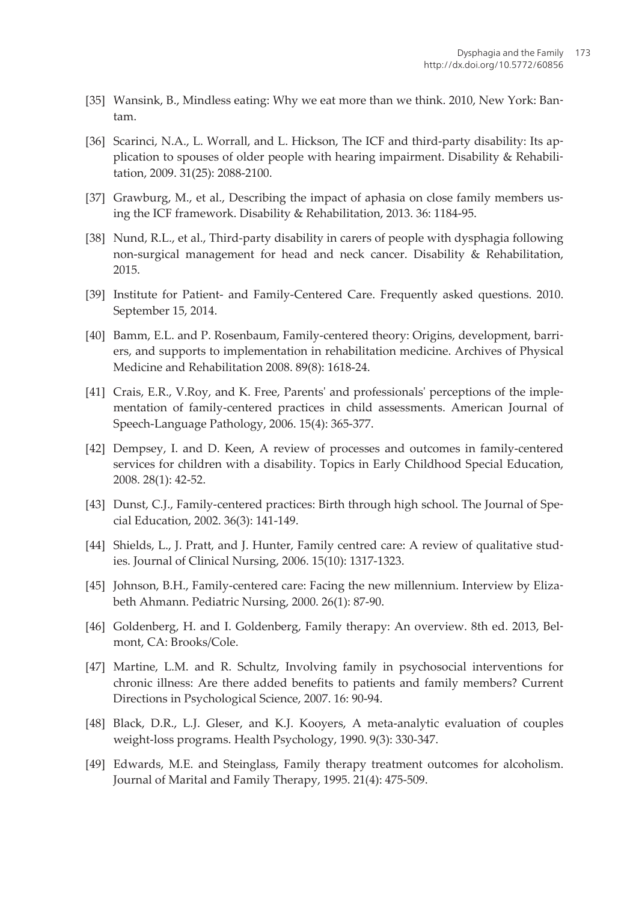[35] Wansink, B., Mindless eating: Why we eat more than we think. 2010, New York: Bantam.

[36] Scarinci, N.A., L. Worrall, and L. Hickson, The ICF and third-party disability: Its application to spouses of older people with hearing impairment. Disability & Rehabilitation, 2009. 31(25): 2088-2100.

[37] Grawburg, M., et al., Describing the impact of aphasia on close family members using the ICF framework. Disability & Rehabilitation, 2013. 36: 1184-95.

[38] Nund, R.L., et al., Third-party disability in carers of people with dysphagia following non-surgical management for head and neck cancer. Disability & Rehabilitation, 2015.

[39] Institute for Patient- and Family-Centered Care. Frequently asked questions. 2010. September 15, 2014.

[40] Bamm, E.L. and P. Rosenbaum, Family-centered theory: Origins, development, barriers, and supports to implementation in rehabilitation medicine. Archives of Physical Medicine and Rehabilitation 2008. 89(8): 1618-24.

[41] Crais, E.R., V.Roy, and K. Free, Parents' and professionals' perceptions of the implementation of family-centered practices in child assessments. American Journal of Speech-Language Pathology, 2006. 15(4): 365-377.

[42] Dempsey, I. and D. Keen, A review of processes and outcomes in family-centered services for children with a disability. Topics in Early Childhood Special Education, 2008. 28(1): 42-52.

[43] Dunst, C.J., Family-centered practices: Birth through high school. The Journal of Special Education, 2002. 36(3): 141-149.

[44] Shields, L., J. Pratt, and J. Hunter, Family centred care: A review of qualitative studies. Journal of Clinical Nursing, 2006. 15(10): 1317-1323.

[45] Johnson, B.H., Family-centered care: Facing the new millennium. Interview by Elizabeth Ahmann. Pediatric Nursing, 2000. 26(1): 87-90.

[46] Goldenberg, H. and I. Goldenberg, Family therapy: An overview. 8th ed. 2013, Belmont, CA: Brooks/Cole.

[47] Martine, L.M. and R. Schultz, Involving family in psychosocial interventions for chronic illness: Are there added benefits to patients and family members? Current Directions in Psychological Science, 2007. 16: 90-94.

[48] Black, D.R., L.J. Gleser, and K.J. Kooyers, A meta-analytic evaluation of couples weight-loss programs. Health Psychology, 1990. 9(3): 330-347.

[49] Edwards, M.E. and Steinglass, Family therapy treatment outcomes for alcoholism. Journal of Marital and Family Therapy, 1995. 21(4): 475-509.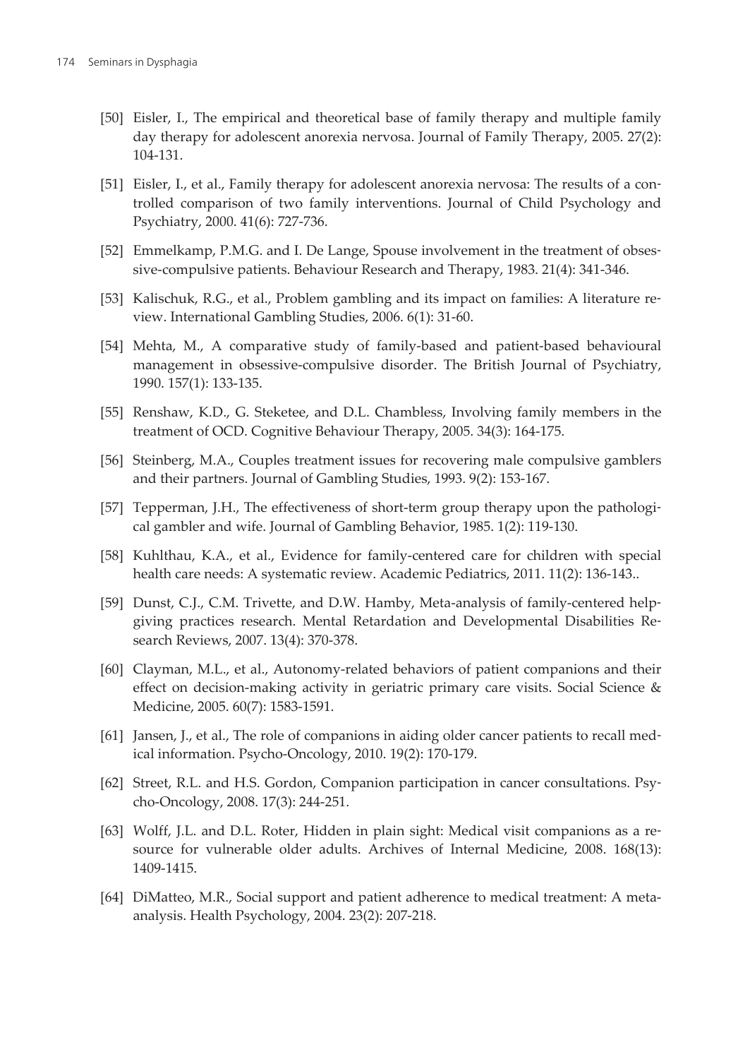[50] Eisler, I., The empirical and theoretical base of family therapy and multiple family day therapy for adolescent anorexia nervosa. Journal of Family Therapy, 2005. 27(2): 104-131.

[51] Eisler, I., et al., Family therapy for adolescent anorexia nervosa: The results of a controlled comparison of two family interventions. Journal of Child Psychology and Psychiatry, 2000. 41(6): 727-736.

[52] Emmelkamp, P.M.G. and I. De Lange, Spouse involvement in the treatment of obsessive-compulsive patients. Behaviour Research and Therapy, 1983. 21(4): 341-346.

[53] Kalischuk, R.G., et al., Problem gambling and its impact on families: A literature review. International Gambling Studies, 2006. 6(1): 31-60.

[54] Mehta, M., A comparative study of family-based and patient-based behavioural management in obsessive-compulsive disorder. The British Journal of Psychiatry, 1990. 157(1): 133-135.

[55] Renshaw, K.D., G. Steketee, and D.L. Chambless, Involving family members in the treatment of OCD. Cognitive Behaviour Therapy, 2005. 34(3): 164-175.

[56] Steinberg, M.A., Couples treatment issues for recovering male compulsive gamblers and their partners. Journal of Gambling Studies, 1993. 9(2): 153-167.

[57] Tepperman, J.H., The effectiveness of short-term group therapy upon the pathological gambler and wife. Journal of Gambling Behavior, 1985. 1(2): 119-130.

[58] Kuhlthau, K.A., et al., Evidence for family-centered care for children with special health care needs: A systematic review. Academic Pediatrics, 2011. 11(2): 136-143..

[59] Dunst, C.J., C.M. Trivette, and D.W. Hamby, Meta-analysis of family-centered helpgiving practices research. Mental Retardation and Developmental Disabilities Research Reviews, 2007. 13(4): 370-378.

[60] Clayman, M.L., et al., Autonomy-related behaviors of patient companions and their effect on decision-making activity in geriatric primary care visits. Social Science & Medicine, 2005. 60(7): 1583-1591.

[61] Jansen, J., et al., The role of companions in aiding older cancer patients to recall medical information. Psycho-Oncology, 2010. 19(2): 170-179.

[62] Street, R.L. and H.S. Gordon, Companion participation in cancer consultations. Psycho-Oncology, 2008. 17(3): 244-251.

[63] Wolff, J.L. and D.L. Roter, Hidden in plain sight: Medical visit companions as a resource for vulnerable older adults. Archives of Internal Medicine, 2008. 168(13): 1409-1415.

[64] DiMatteo, M.R., Social support and patient adherence to medical treatment: A meta-analysis. Health Psychology, 2004. 23(2): 207-218.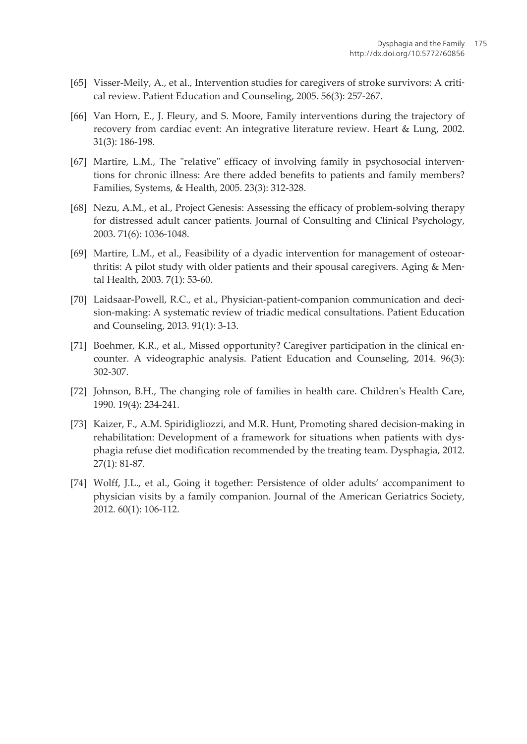[65] Visser-Meily, A., et al., Intervention studies for caregivers of stroke survivors: A critical review. Patient Education and Counseling, 2005. 56(3): 257-267.

[66] Van Horn, E., J. Fleury, and S. Moore, Family interventions during the trajectory of recovery from cardiac event: An integrative literature review. Heart & Lung, 2002. 31(3): 186-198.

[67] Martire, L.M., The "relative" efficacy of involving family in psychosocial interventions for chronic illness: Are there added benefits to patients and family members? Families, Systems, & Health, 2005. 23(3): 312-328.

[68] Nezu, A.M., et al., Project Genesis: Assessing the efficacy of problem-solving therapy for distressed adult cancer patients. Journal of Consulting and Clinical Psychology, 2003. 71(6): 1036-1048.

[69] Martire, L.M., et al., Feasibility of a dyadic intervention for management of osteoarthritis: A pilot study with older patients and their spousal caregivers. Aging & Mental Health, 2003. 7(1): 53-60.

[70] Laidsaar-Powell, R.C., et al., Physician-patient-companion communication and decision-making: A systematic review of triadic medical consultations. Patient Education and Counseling, 2013. 91(1): 3-13.

[71] Boehmer, K.R., et al., Missed opportunity? Caregiver participation in the clinical encounter. A videographic analysis. Patient Education and Counseling, 2014. 96(3): 302-307.

[72] Johnson, B.H., The changing role of families in health care. Children's Health Care, 1990. 19(4): 234-241.

[73] Kaizer, F., A.M. Spiridigliozzi, and M.R. Hunt, Promoting shared decision-making in rehabilitation: Development of a framework for situations when patients with dysphagia refuse diet modification recommended by the treating team. Dysphagia, 2012. 27(1): 81-87.

[74] Wolff, J.L., et al., Going it together: Persistence of older adults' accompaniment to physician visits by a family companion. Journal of the American Geriatrics Society, 2012. 60(1): 106-112.